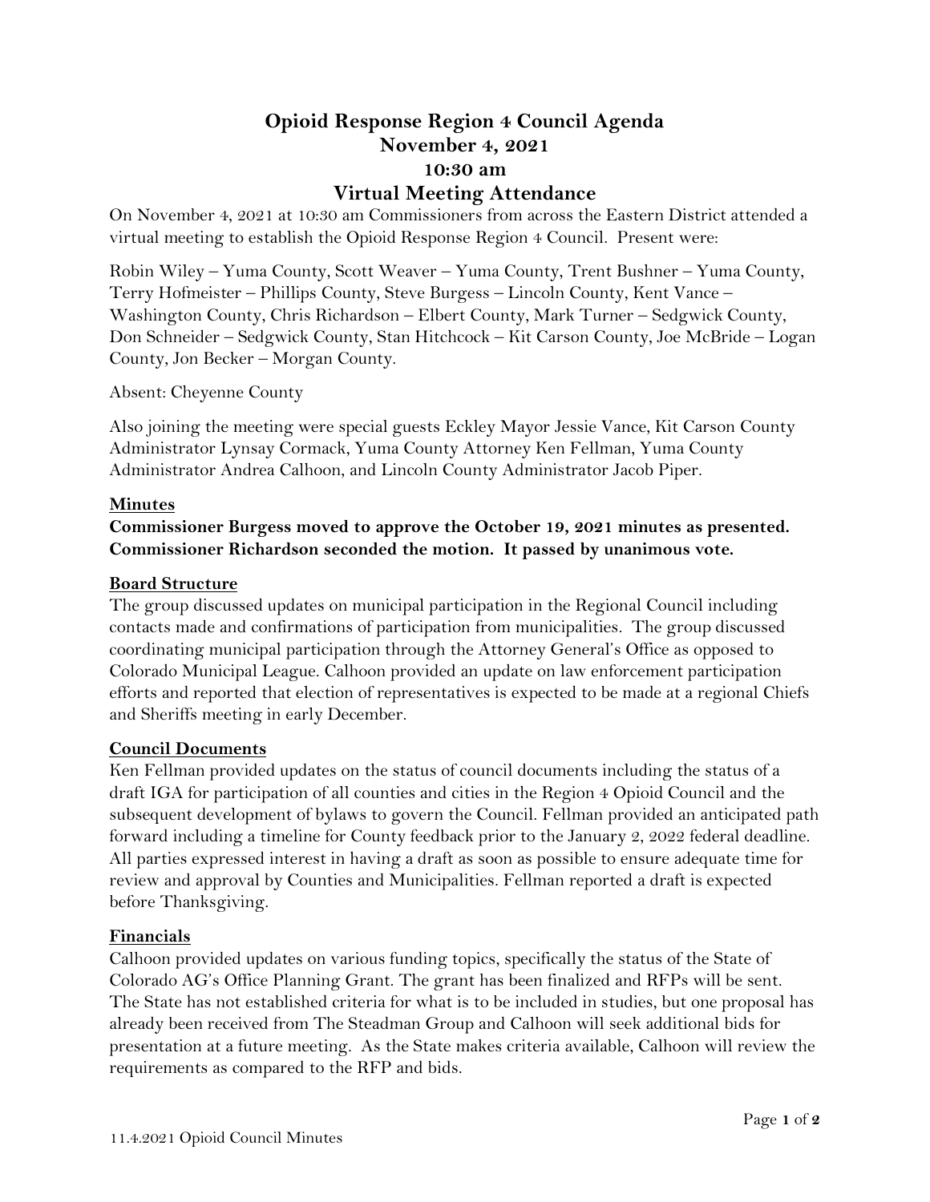# Opioid Response Region 4 Council Agenda
# November 4, 2021
# 10:30 am
# Virtual Meeting Attendance

On November 4, 2021 at 10:30 am Commissioners from across the Eastern District attended a virtual meeting to establish the Opioid Response Region 4 Council. Present were:

Robin Wiley – Yuma County, Scott Weaver – Yuma County, Trent Bushner – Yuma County, Terry Hofmeister – Phillips County, Steve Burgess – Lincoln County, Kent Vance – Washington County, Chris Richardson – Elbert County, Mark Turner – Sedgwick County, Don Schneider – Sedgwick County, Stan Hitchcock – Kit Carson County, Joe McBride – Logan County, Jon Becker – Morgan County.

Absent: Cheyenne County

Also joining the meeting were special guests Eckley Mayor Jessie Vance, Kit Carson County Administrator Lynsay Cormack, Yuma County Attorney Ken Fellman, Yuma County Administrator Andrea Calhoon, and Lincoln County Administrator Jacob Piper.

## Minutes

**Commissioner Burgess moved to approve the October 19, 2021 minutes as presented. Commissioner Richardson seconded the motion. It passed by unanimous vote.**

## Board Structure

The group discussed updates on municipal participation in the Regional Council including contacts made and confirmations of participation from municipalities. The group discussed coordinating municipal participation through the Attorney General's Office as opposed to Colorado Municipal League. Calhoon provided an update on law enforcement participation efforts and reported that election of representatives is expected to be made at a regional Chiefs and Sheriffs meeting in early December.

## Council Documents

Ken Fellman provided updates on the status of council documents including the status of a draft IGA for participation of all counties and cities in the Region 4 Opioid Council and the subsequent development of bylaws to govern the Council. Fellman provided an anticipated path forward including a timeline for County feedback prior to the January 2, 2022 federal deadline. All parties expressed interest in having a draft as soon as possible to ensure adequate time for review and approval by Counties and Municipalities. Fellman reported a draft is expected before Thanksgiving.

## Financials

Calhoon provided updates on various funding topics, specifically the status of the State of Colorado AG's Office Planning Grant. The grant has been finalized and RFPs will be sent. The State has not established criteria for what is to be included in studies, but one proposal has already been received from The Steadman Group and Calhoon will seek additional bids for presentation at a future meeting. As the State makes criteria available, Calhoon will review the requirements as compared to the RFP and bids.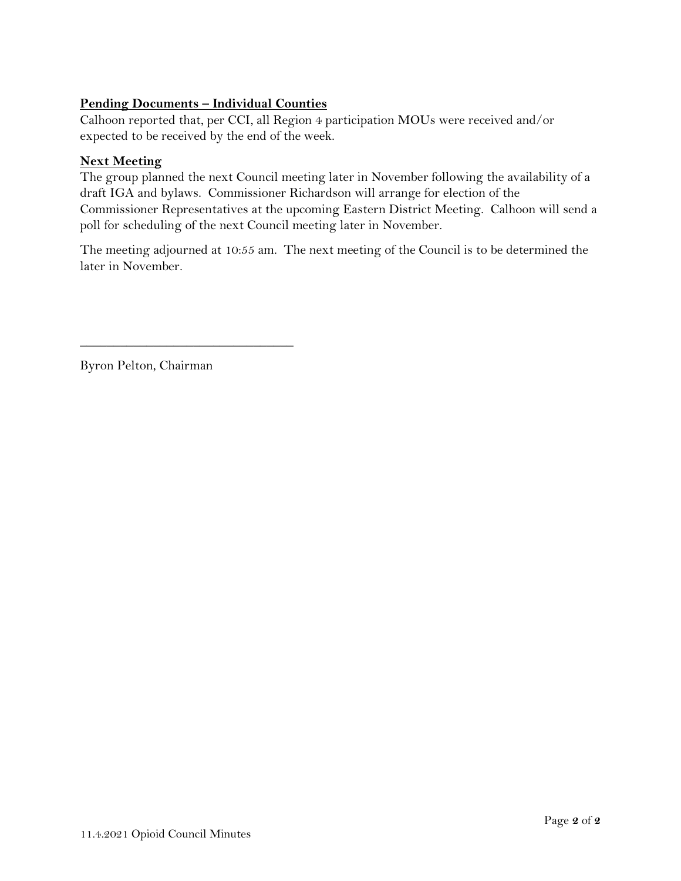**Pending Documents – Individual Counties**

Calhoon reported that, per CCI, all Region 4 participation MOUs were received and/or expected to be received by the end of the week.

**Next Meeting**

The group planned the next Council meeting later in November following the availability of a draft IGA and bylaws. Commissioner Richardson will arrange for election of the Commissioner Representatives at the upcoming Eastern District Meeting. Calhoon will send a poll for scheduling of the next Council meeting later in November.

The meeting adjourned at 10:55 am. The next meeting of the Council is to be determined the later in November.

_______________________________

Byron Pelton, Chairman